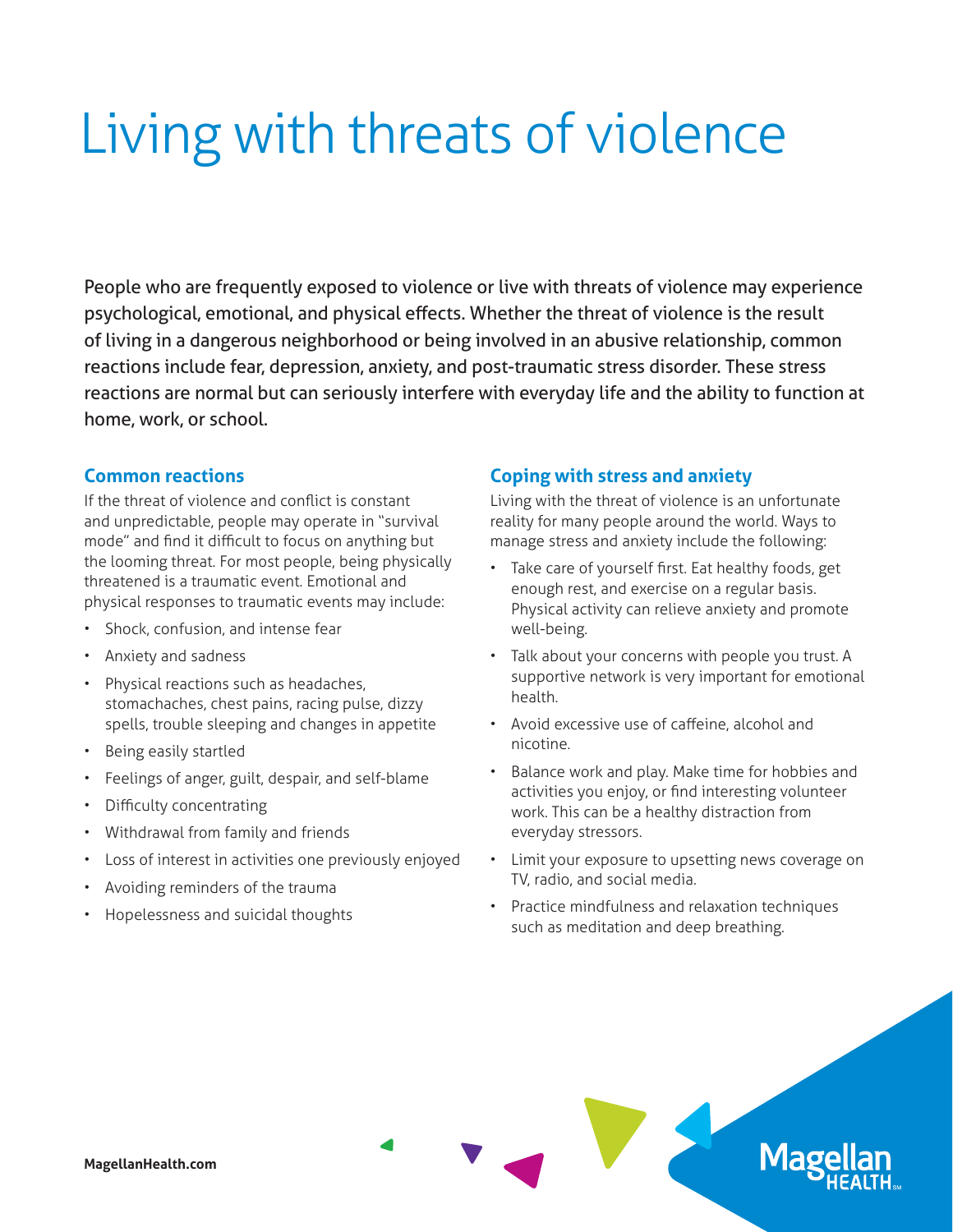# Living with threats of violence

People who are frequently exposed to violence or live with threats of violence may experience psychological, emotional, and physical effects. Whether the threat of violence is the result of living in a dangerous neighborhood or being involved in an abusive relationship, common reactions include fear, depression, anxiety, and post-traumatic stress disorder. These stress reactions are normal but can seriously interfere with everyday life and the ability to function at home, work, or school.

### Common reactions

If the threat of violence and conflict is constant and unpredictable, people may operate in "survival mode" and find it difficult to focus on anything but the looming threat. For most people, being physically threatened is a traumatic event. Emotional and physical responses to traumatic events may include:

- Shock, confusion, and intense fear
- Anxiety and sadness
- Physical reactions such as headaches, stomachaches, chest pains, racing pulse, dizzy spells, trouble sleeping and changes in appetite
- Being easily startled
- Feelings of anger, guilt, despair, and self-blame
- Difficulty concentrating
- Withdrawal from family and friends
- Loss of interest in activities one previously enjoyed
- Avoiding reminders of the trauma
- Hopelessness and suicidal thoughts

### Coping with stress and anxiety

Living with the threat of violence is an unfortunate reality for many people around the world. Ways to manage stress and anxiety include the following:

- Take care of yourself first. Eat healthy foods, get enough rest, and exercise on a regular basis. Physical activity can relieve anxiety and promote well-being.
- Talk about your concerns with people you trust. A supportive network is very important for emotional health.
- Avoid excessive use of caffeine, alcohol and nicotine.
- Balance work and play. Make time for hobbies and activities you enjoy, or find interesting volunteer work. This can be a healthy distraction from everyday stressors.
- Limit your exposure to upsetting news coverage on TV, radio, and social media.
- Practice mindfulness and relaxation techniques such as meditation and deep breathing.

**MagellanHealth.com**

Magellan HEALTH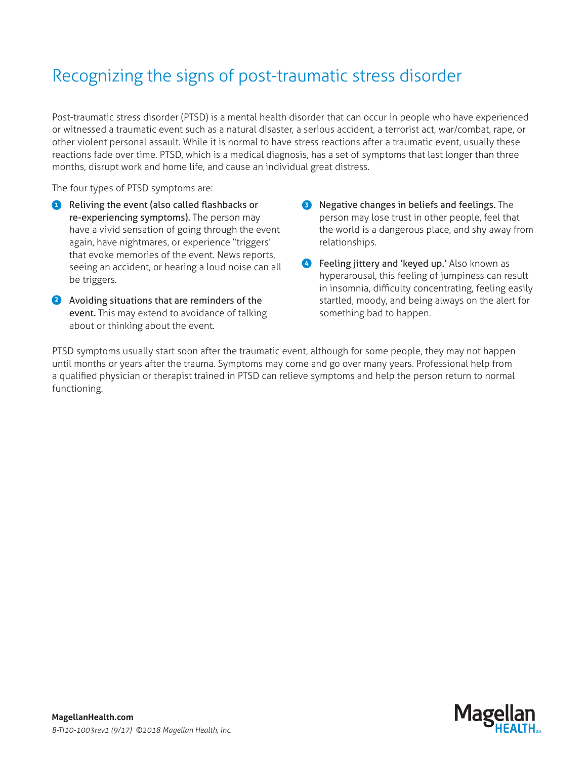# Recognizing the signs of post-traumatic stress disorder

Post-traumatic stress disorder (PTSD) is a mental health disorder that can occur in people who have experienced or witnessed a traumatic event such as a natural disaster, a serious accident, a terrorist act, war/combat, rape, or other violent personal assault. While it is normal to have stress reactions after a traumatic event, usually these reactions fade over time. PTSD, which is a medical diagnosis, has a set of symptoms that last longer than three months, disrupt work and home life, and cause an individual great distress.

The four types of PTSD symptoms are:

1. **Reliving the event (also called flashbacks or re-experiencing symptoms).** The person may have a vivid sensation of going through the event again, have nightmares, or experience "triggers' that evoke memories of the event. News reports, seeing an accident, or hearing a loud noise can all be triggers.
2. **Avoiding situations that are reminders of the event.** This may extend to avoidance of talking about or thinking about the event.
3. **Negative changes in beliefs and feelings.** The person may lose trust in other people, feel that the world is a dangerous place, and shy away from relationships.
4. **Feeling jittery and 'keyed up.'** Also known as hyperarousal, this feeling of jumpiness can result in insomnia, difficulty concentrating, feeling easily startled, moody, and being always on the alert for something bad to happen.

PTSD symptoms usually start soon after the traumatic event, although for some people, they may not happen until months or years after the trauma. Symptoms may come and go over many years. Professional help from a qualified physician or therapist trained in PTSD can relieve symptoms and help the person return to normal functioning.

**MagellanHealth.com**

*B-TI10-1003rev1 (9/17) ©2018 Magellan Health, Inc.*

Magellan HEALTH℠